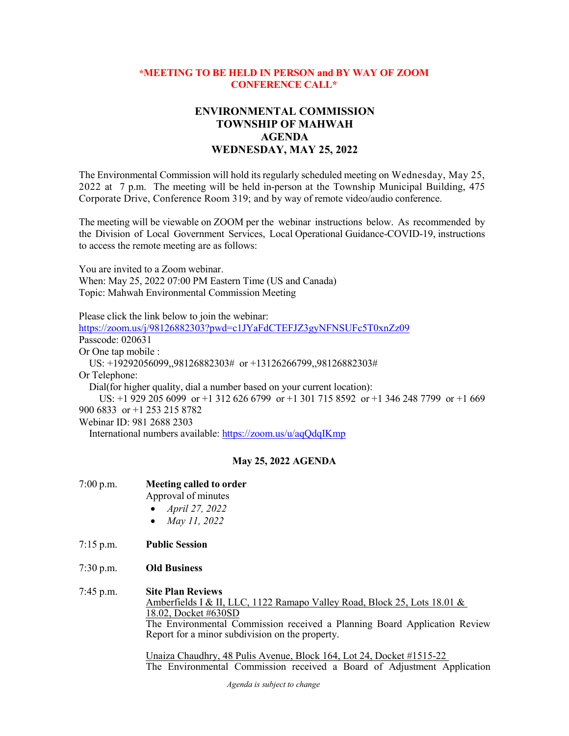**\*MEETING TO BE HELD IN PERSON and BY WAY OF ZOOM CONFERENCE CALL\***

# ENVIRONMENTAL COMMISSION
# TOWNSHIP OF MAHWAH
# AGENDA
# WEDNESDAY, MAY 25, 2022

The Environmental Commission will hold its regularly scheduled meeting on Wednesday, May 25, 2022 at 7 p.m. The meeting will be held in-person at the Township Municipal Building, 475 Corporate Drive, Conference Room 319; and by way of remote video/audio conference.

The meeting will be viewable on ZOOM per the webinar instructions below. As recommended by the Division of Local Government Services, Local Operational Guidance-COVID-19, instructions to access the remote meeting are as follows:

You are invited to a Zoom webinar.
When: May 25, 2022 07:00 PM Eastern Time (US and Canada)
Topic: Mahwah Environmental Commission Meeting

Please click the link below to join the webinar:
https://zoom.us/j/98126882303?pwd=c1JYaFdCTEFJZ3gyNFNSUFc5T0xnZz09
Passcode: 020631
Or One tap mobile :
US: +19292056099,,98126882303# or +13126266799,,98126882303#
Or Telephone:
Dial(for higher quality, dial a number based on your current location):
US: +1 929 205 6099 or +1 312 626 6799 or +1 301 715 8592 or +1 346 248 7799 or +1 669 900 6833 or +1 253 215 8782
Webinar ID: 981 2688 2303
International numbers available: https://zoom.us/u/aqQdqIKmp

## May 25, 2022 AGENDA

7:00 p.m. **Meeting called to order**
Approval of minutes
- *April 27, 2022*
- *May 11, 2022*

7:15 p.m. **Public Session**

7:30 p.m. **Old Business**

7:45 p.m. **Site Plan Reviews**

Amberfields I & II, LLC, 1122 Ramapo Valley Road, Block 25, Lots 18.01 & 18.02, Docket #630SD
The Environmental Commission received a Planning Board Application Review Report for a minor subdivision on the property.

Unaiza Chaudhry, 48 Pulis Avenue, Block 164, Lot 24, Docket #1515-22
The Environmental Commission received a Board of Adjustment Application

*Agenda is subject to change*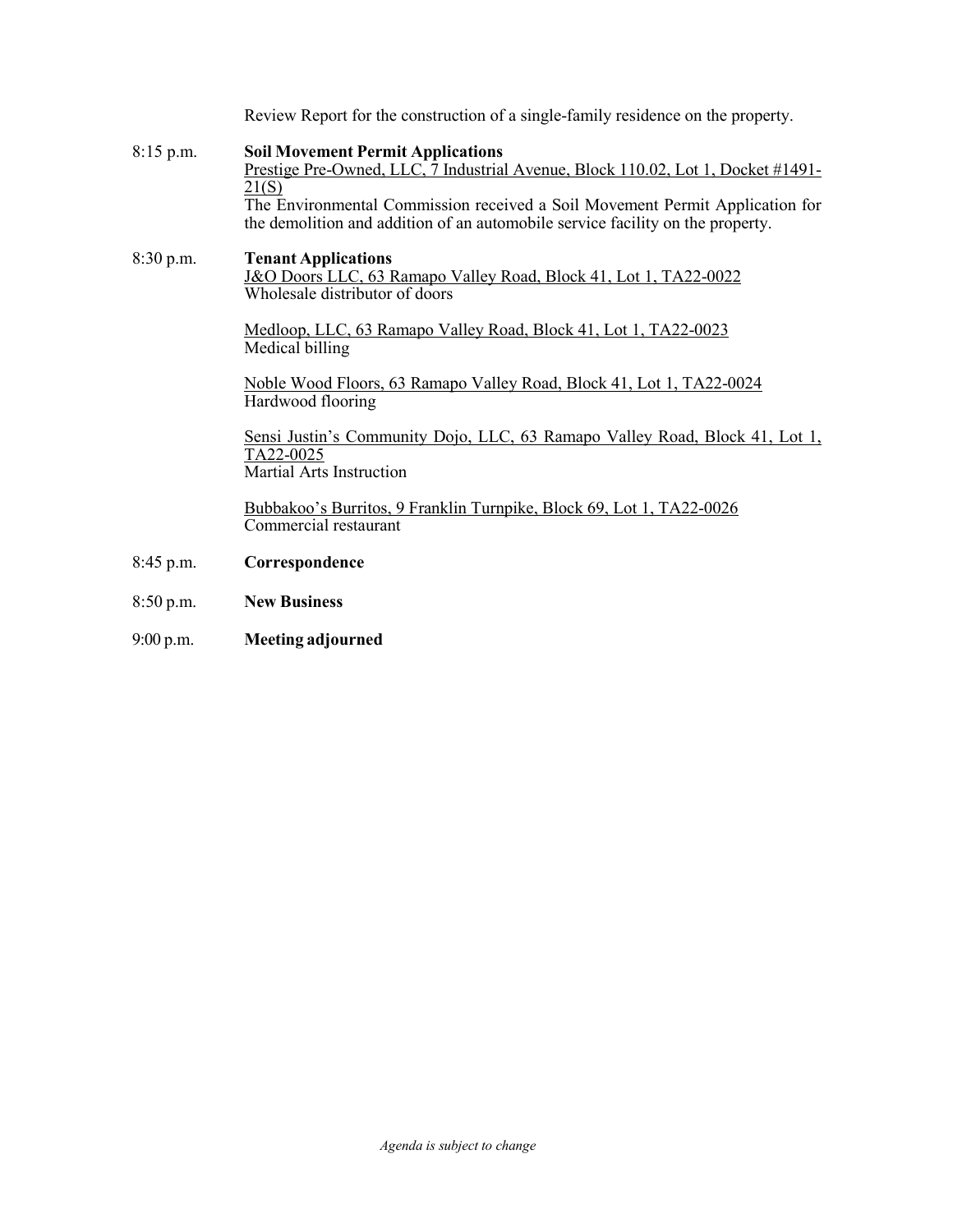Review Report for the construction of a single-family residence on the property.

8:15 p.m. **Soil Movement Permit Applications**

Prestige Pre-Owned, LLC, 7 Industrial Avenue, Block 110.02, Lot 1, Docket #1491-21(S)

The Environmental Commission received a Soil Movement Permit Application for the demolition and addition of an automobile service facility on the property.

8:30 p.m. **Tenant Applications**

J&O Doors LLC, 63 Ramapo Valley Road, Block 41, Lot 1, TA22-0022
Wholesale distributor of doors

Medloop, LLC, 63 Ramapo Valley Road, Block 41, Lot 1, TA22-0023
Medical billing

Noble Wood Floors, 63 Ramapo Valley Road, Block 41, Lot 1, TA22-0024
Hardwood flooring

Sensi Justin's Community Dojo, LLC, 63 Ramapo Valley Road, Block 41, Lot 1, TA22-0025
Martial Arts Instruction

Bubbakoo's Burritos, 9 Franklin Turnpike, Block 69, Lot 1, TA22-0026
Commercial restaurant

8:45 p.m. **Correspondence**

8:50 p.m. **New Business**

9:00 p.m. **Meeting adjourned**

*Agenda is subject to change*